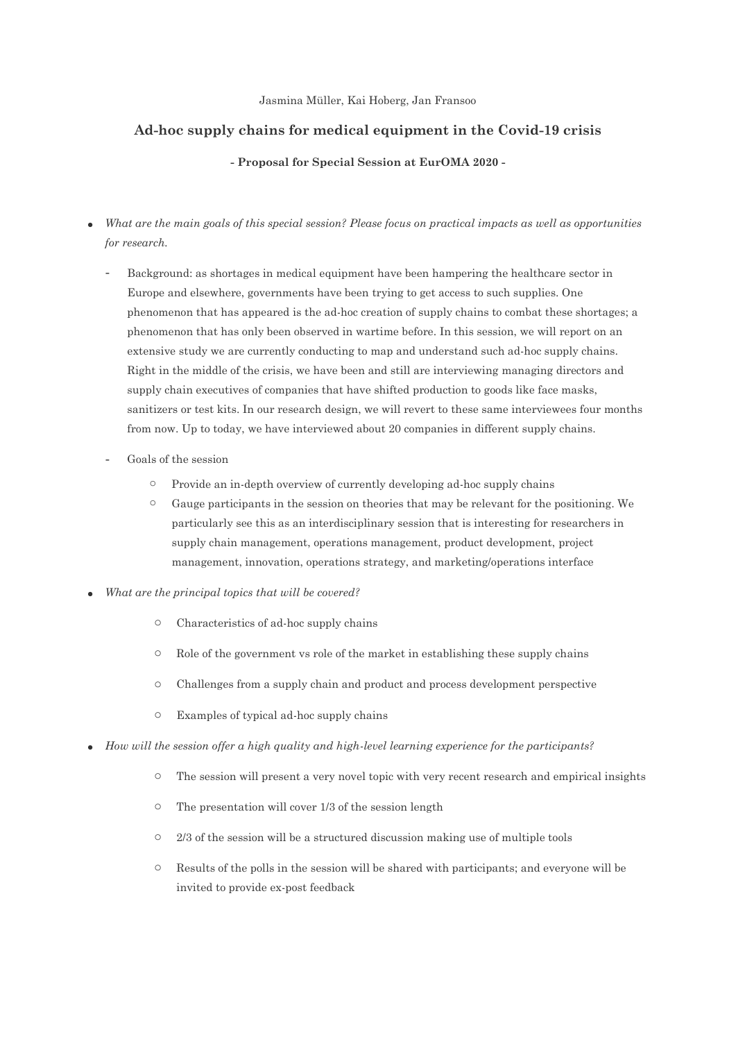Jasmina Müller, Kai Hoberg, Jan Fransoo

## Ad-hoc supply chains for medical equipment in the Covid-19 crisis

**- Proposal for Special Session at EurOMA 2020 -**

- *What are the main goals of this special session? Please focus on practical impacts as well as opportunities for research.*
  - Background: as shortages in medical equipment have been hampering the healthcare sector in Europe and elsewhere, governments have been trying to get access to such supplies. One phenomenon that has appeared is the ad-hoc creation of supply chains to combat these shortages; a phenomenon that has only been observed in wartime before. In this session, we will report on an extensive study we are currently conducting to map and understand such ad-hoc supply chains. Right in the middle of the crisis, we have been and still are interviewing managing directors and supply chain executives of companies that have shifted production to goods like face masks, sanitizers or test kits. In our research design, we will revert to these same interviewees four months from now. Up to today, we have interviewed about 20 companies in different supply chains.
  - Goals of the session
    - Provide an in-depth overview of currently developing ad-hoc supply chains
    - Gauge participants in the session on theories that may be relevant for the positioning. We particularly see this as an interdisciplinary session that is interesting for researchers in supply chain management, operations management, product development, project management, innovation, operations strategy, and marketing/operations interface
- *What are the principal topics that will be covered?*
  - Characteristics of ad-hoc supply chains
  - Role of the government vs role of the market in establishing these supply chains
  - Challenges from a supply chain and product and process development perspective
  - Examples of typical ad-hoc supply chains
- *How will the session offer a high quality and high-level learning experience for the participants?*
  - The session will present a very novel topic with very recent research and empirical insights
  - The presentation will cover 1/3 of the session length
  - 2/3 of the session will be a structured discussion making use of multiple tools
  - Results of the polls in the session will be shared with participants; and everyone will be invited to provide ex-post feedback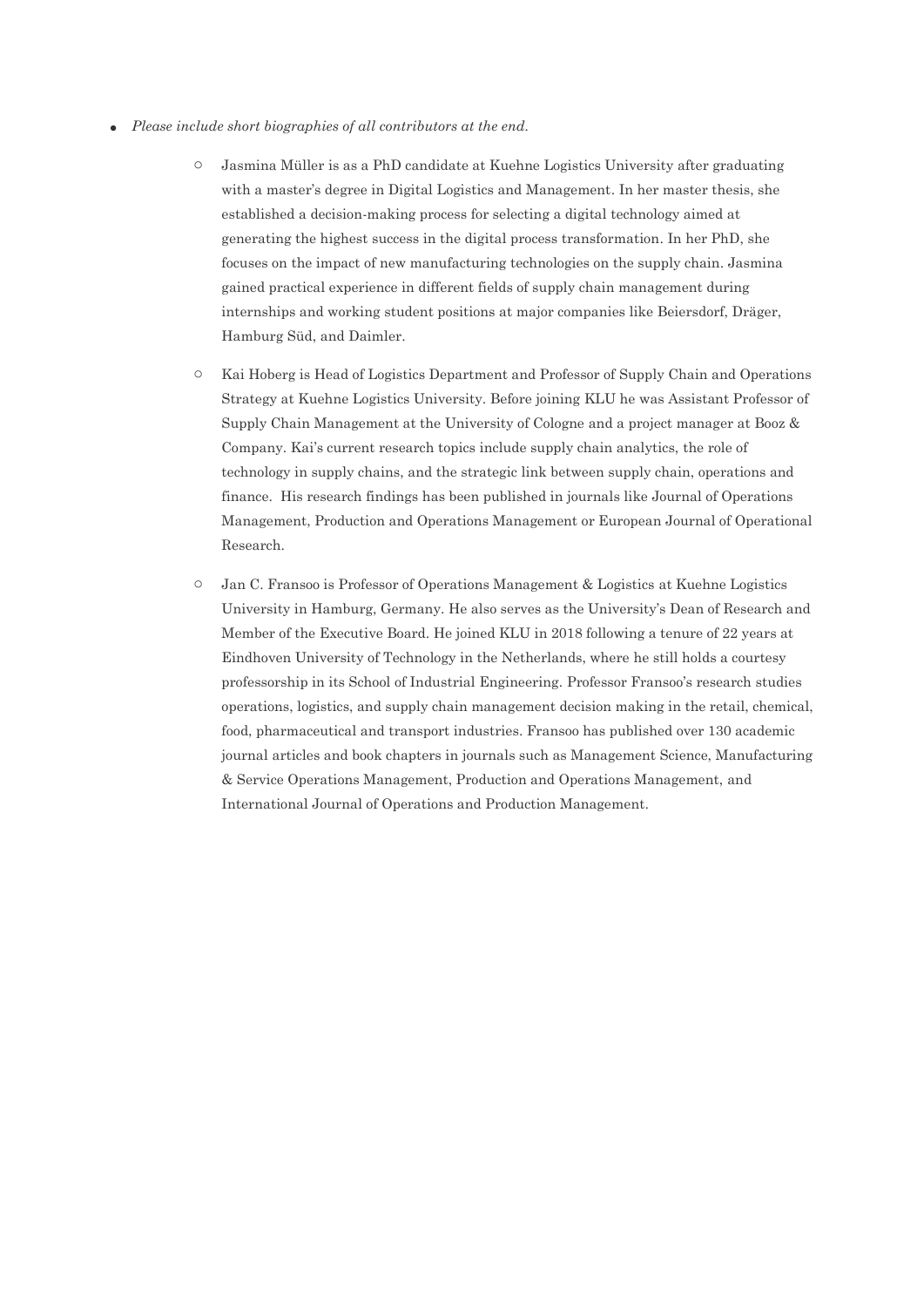- *Please include short biographies of all contributors at the end.*
    - Jasmina Müller is as a PhD candidate at Kuehne Logistics University after graduating with a master's degree in Digital Logistics and Management. In her master thesis, she established a decision-making process for selecting a digital technology aimed at generating the highest success in the digital process transformation. In her PhD, she focuses on the impact of new manufacturing technologies on the supply chain. Jasmina gained practical experience in different fields of supply chain management during internships and working student positions at major companies like Beiersdorf, Dräger, Hamburg Süd, and Daimler.
    - Kai Hoberg is Head of Logistics Department and Professor of Supply Chain and Operations Strategy at Kuehne Logistics University. Before joining KLU he was Assistant Professor of Supply Chain Management at the University of Cologne and a project manager at Booz & Company. Kai's current research topics include supply chain analytics, the role of technology in supply chains, and the strategic link between supply chain, operations and finance. His research findings has been published in journals like Journal of Operations Management, Production and Operations Management or European Journal of Operational Research.
    - Jan C. Fransoo is Professor of Operations Management & Logistics at Kuehne Logistics University in Hamburg, Germany. He also serves as the University's Dean of Research and Member of the Executive Board. He joined KLU in 2018 following a tenure of 22 years at Eindhoven University of Technology in the Netherlands, where he still holds a courtesy professorship in its School of Industrial Engineering. Professor Fransoo's research studies operations, logistics, and supply chain management decision making in the retail, chemical, food, pharmaceutical and transport industries. Fransoo has published over 130 academic journal articles and book chapters in journals such as Management Science, Manufacturing & Service Operations Management, Production and Operations Management, and International Journal of Operations and Production Management.